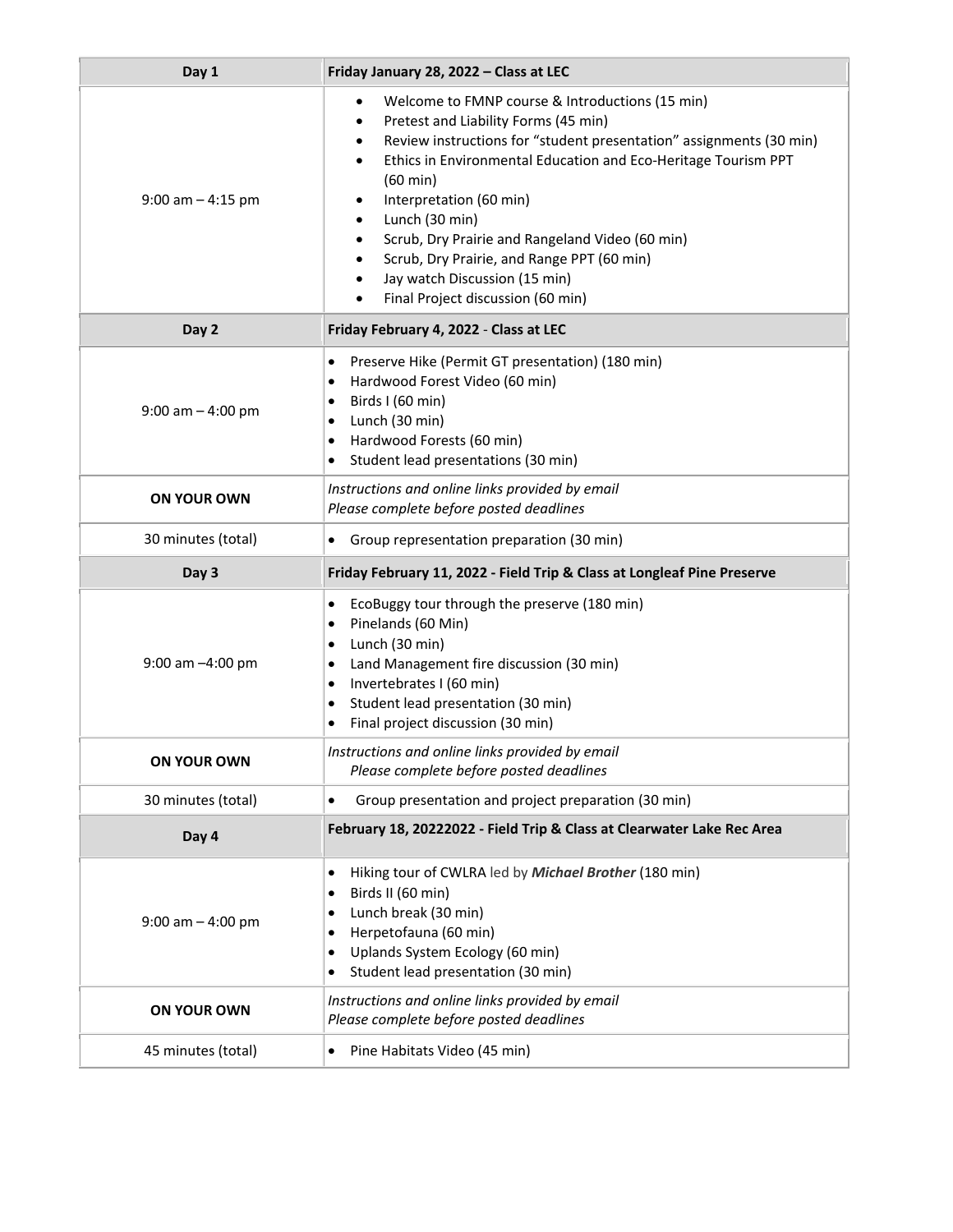| Day 1 | Friday January 28, 2022 – Class at LEC |
|---|---|
| 9:00 am – 4:15 pm | • Welcome to FMNP course & Introductions (15 min)<br>• Pretest and Liability Forms (45 min)<br>• Review instructions for "student presentation" assignments (30 min)<br>• Ethics in Environmental Education and Eco-Heritage Tourism PPT (60 min)<br>• Interpretation (60 min)<br>• Lunch (30 min)<br>• Scrub, Dry Prairie and Rangeland Video (60 min)<br>• Scrub, Dry Prairie, and Range PPT (60 min)<br>• Jay watch Discussion (15 min)<br>• Final Project discussion (60 min) |
| **Day 2** | **Friday February 4, 2022 - Class at LEC** |
| 9:00 am – 4:00 pm | • Preserve Hike (Permit GT presentation) (180 min)<br>• Hardwood Forest Video (60 min)<br>• Birds I (60 min)<br>• Lunch (30 min)<br>• Hardwood Forests (60 min)<br>• Student lead presentations (30 min) |
| **ON YOUR OWN** | *Instructions and online links provided by email*<br>*Please complete before posted deadlines* |
| 30 minutes (total) | • Group representation preparation (30 min) |
| **Day 3** | **Friday February 11, 2022 - Field Trip & Class at Longleaf Pine Preserve** |
| 9:00 am –4:00 pm | • EcoBuggy tour through the preserve (180 min)<br>• Pinelands (60 Min)<br>• Lunch (30 min)<br>• Land Management fire discussion (30 min)<br>• Invertebrates I (60 min)<br>• Student lead presentation (30 min)<br>• Final project discussion (30 min) |
| **ON YOUR OWN** | *Instructions and online links provided by email*<br>*Please complete before posted deadlines* |
| 30 minutes (total) | • Group presentation and project preparation (30 min) |
| **Day 4** | **February 18, 20222022 - Field Trip & Class at Clearwater Lake Rec Area** |
| 9:00 am – 4:00 pm | • Hiking tour of CWLRA led by ***Michael Brother*** (180 min)<br>• Birds II (60 min)<br>• Lunch break (30 min)<br>• Herpetofauna (60 min)<br>• Uplands System Ecology (60 min)<br>• Student lead presentation (30 min) |
| **ON YOUR OWN** | *Instructions and online links provided by email*<br>*Please complete before posted deadlines* |
| 45 minutes (total) | • Pine Habitats Video (45 min) |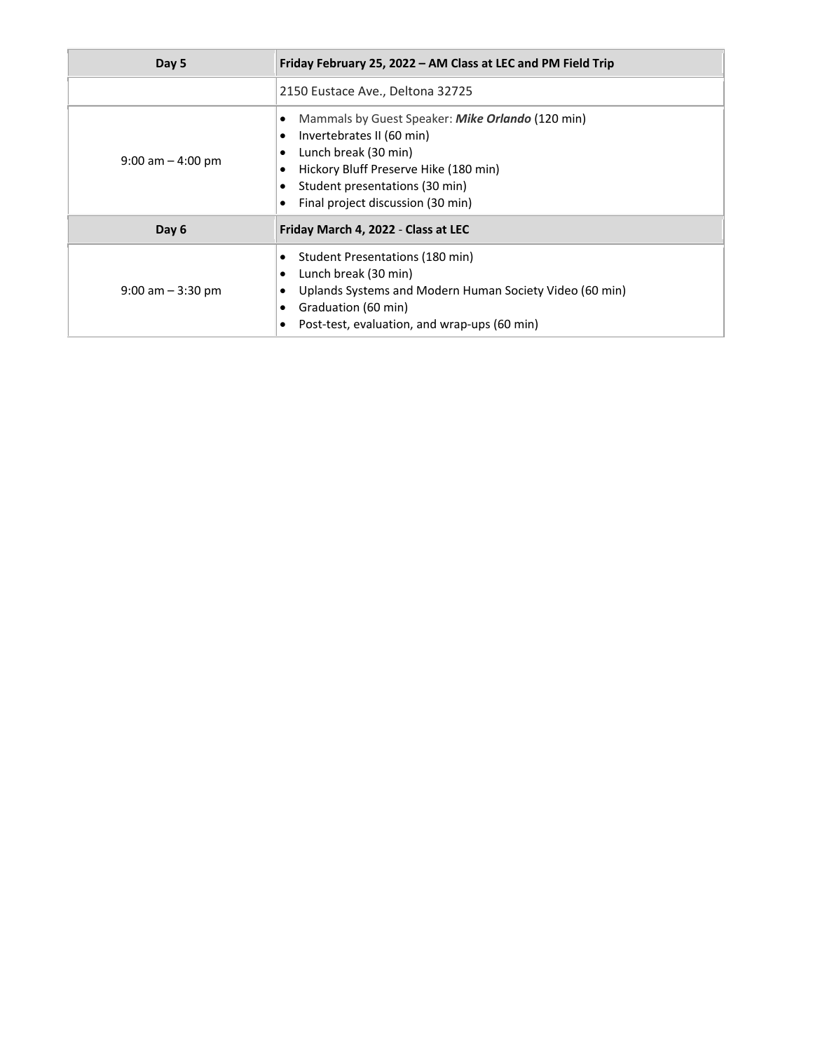| Day 5 | Friday February 25, 2022 – AM Class at LEC and PM Field Trip |
| --- | --- |
| | 2150 Eustace Ave., Deltona 32725 |
| 9:00 am – 4:00 pm | • Mammals by Guest Speaker: ***Mike Orlando*** (120 min)<br>• Invertebrates II (60 min)<br>• Lunch break (30 min)<br>• Hickory Bluff Preserve Hike (180 min)<br>• Student presentations (30 min)<br>• Final project discussion (30 min) |
| **Day 6** | **Friday March 4, 2022** - **Class at LEC** |
| 9:00 am – 3:30 pm | • Student Presentations (180 min)<br>• Lunch break (30 min)<br>• Uplands Systems and Modern Human Society Video (60 min)<br>• Graduation (60 min)<br>• Post-test, evaluation, and wrap-ups (60 min) |